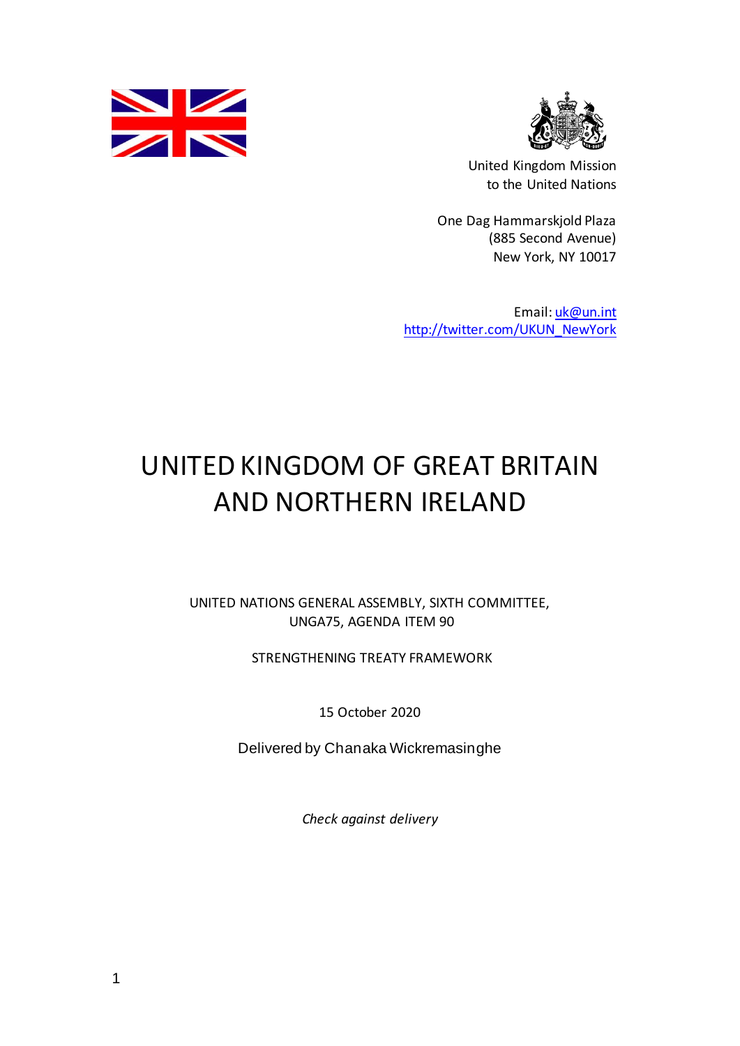United Kingdom Mission
to the United Nations

One Dag Hammarskjold Plaza
(885 Second Avenue)
New York, NY 10017

Email: uk@un.int
http://twitter.com/UKUN_NewYork

# UNITED KINGDOM OF GREAT BRITAIN AND NORTHERN IRELAND

UNITED NATIONS GENERAL ASSEMBLY, SIXTH COMMITTEE,
UNGA75, AGENDA ITEM 90

STRENGTHENING TREATY FRAMEWORK

15 October 2020

Delivered by Chanaka Wickremasinghe

*Check against delivery*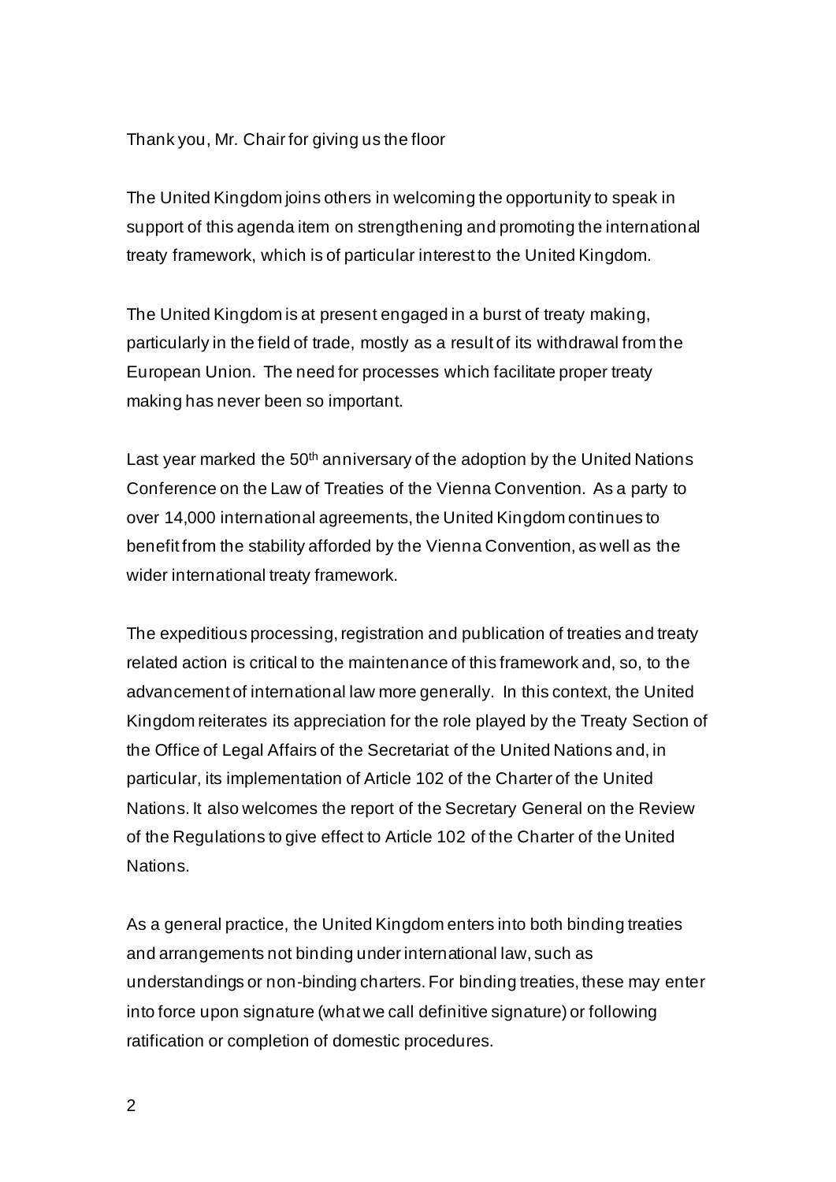Thank you, Mr. Chair for giving us the floor

The United Kingdom joins others in welcoming the opportunity to speak in support of this agenda item on strengthening and promoting the international treaty framework, which is of particular interest to the United Kingdom.

The United Kingdom is at present engaged in a burst of treaty making, particularly in the field of trade, mostly as a result of its withdrawal from the European Union. The need for processes which facilitate proper treaty making has never been so important.

Last year marked the 50th anniversary of the adoption by the United Nations Conference on the Law of Treaties of the Vienna Convention. As a party to over 14,000 international agreements, the United Kingdom continues to benefit from the stability afforded by the Vienna Convention, as well as the wider international treaty framework.

The expeditious processing, registration and publication of treaties and treaty related action is critical to the maintenance of this framework and, so, to the advancement of international law more generally. In this context, the United Kingdom reiterates its appreciation for the role played by the Treaty Section of the Office of Legal Affairs of the Secretariat of the United Nations and, in particular, its implementation of Article 102 of the Charter of the United Nations. It also welcomes the report of the Secretary General on the Review of the Regulations to give effect to Article 102 of the Charter of the United Nations.

As a general practice, the United Kingdom enters into both binding treaties and arrangements not binding under international law, such as understandings or non-binding charters. For binding treaties, these may enter into force upon signature (what we call definitive signature) or following ratification or completion of domestic procedures.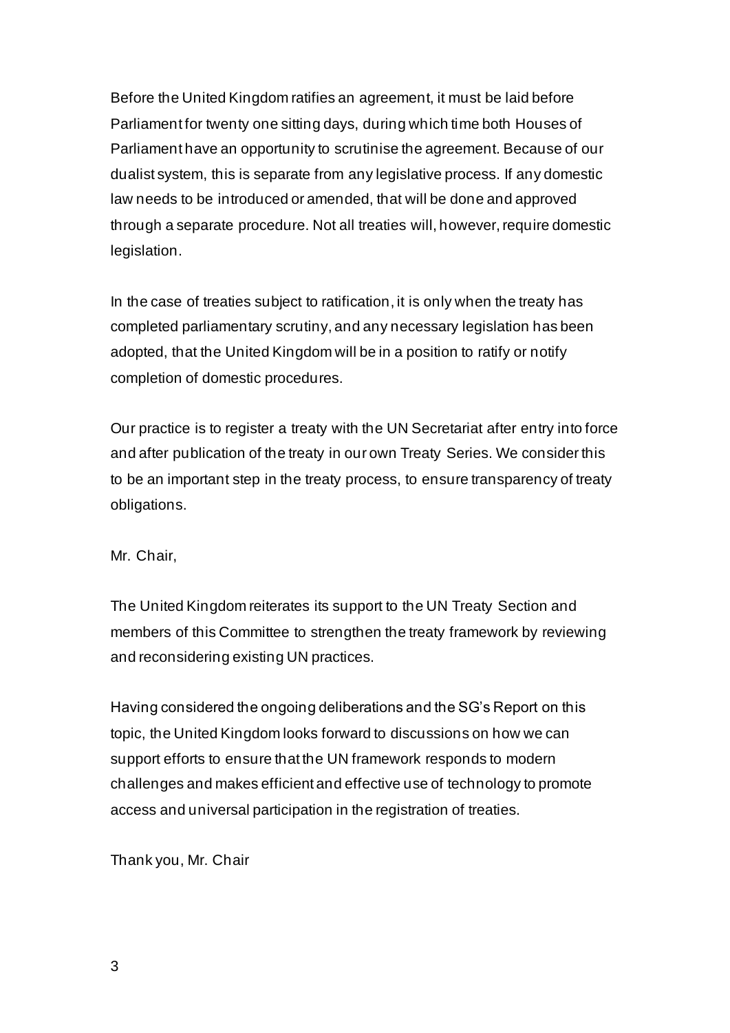Before the United Kingdom ratifies an agreement, it must be laid before Parliament for twenty one sitting days, during which time both Houses of Parliament have an opportunity to scrutinise the agreement. Because of our dualist system, this is separate from any legislative process. If any domestic law needs to be introduced or amended, that will be done and approved through a separate procedure. Not all treaties will, however, require domestic legislation.

In the case of treaties subject to ratification, it is only when the treaty has completed parliamentary scrutiny, and any necessary legislation has been adopted, that the United Kingdom will be in a position to ratify or notify completion of domestic procedures.

Our practice is to register a treaty with the UN Secretariat after entry into force and after publication of the treaty in our own Treaty Series. We consider this to be an important step in the treaty process, to ensure transparency of treaty obligations.

Mr. Chair,

The United Kingdom reiterates its support to the UN Treaty Section and members of this Committee to strengthen the treaty framework by reviewing and reconsidering existing UN practices.

Having considered the ongoing deliberations and the SG's Report on this topic, the United Kingdom looks forward to discussions on how we can support efforts to ensure that the UN framework responds to modern challenges and makes efficient and effective use of technology to promote access and universal participation in the registration of treaties.

Thank you, Mr. Chair